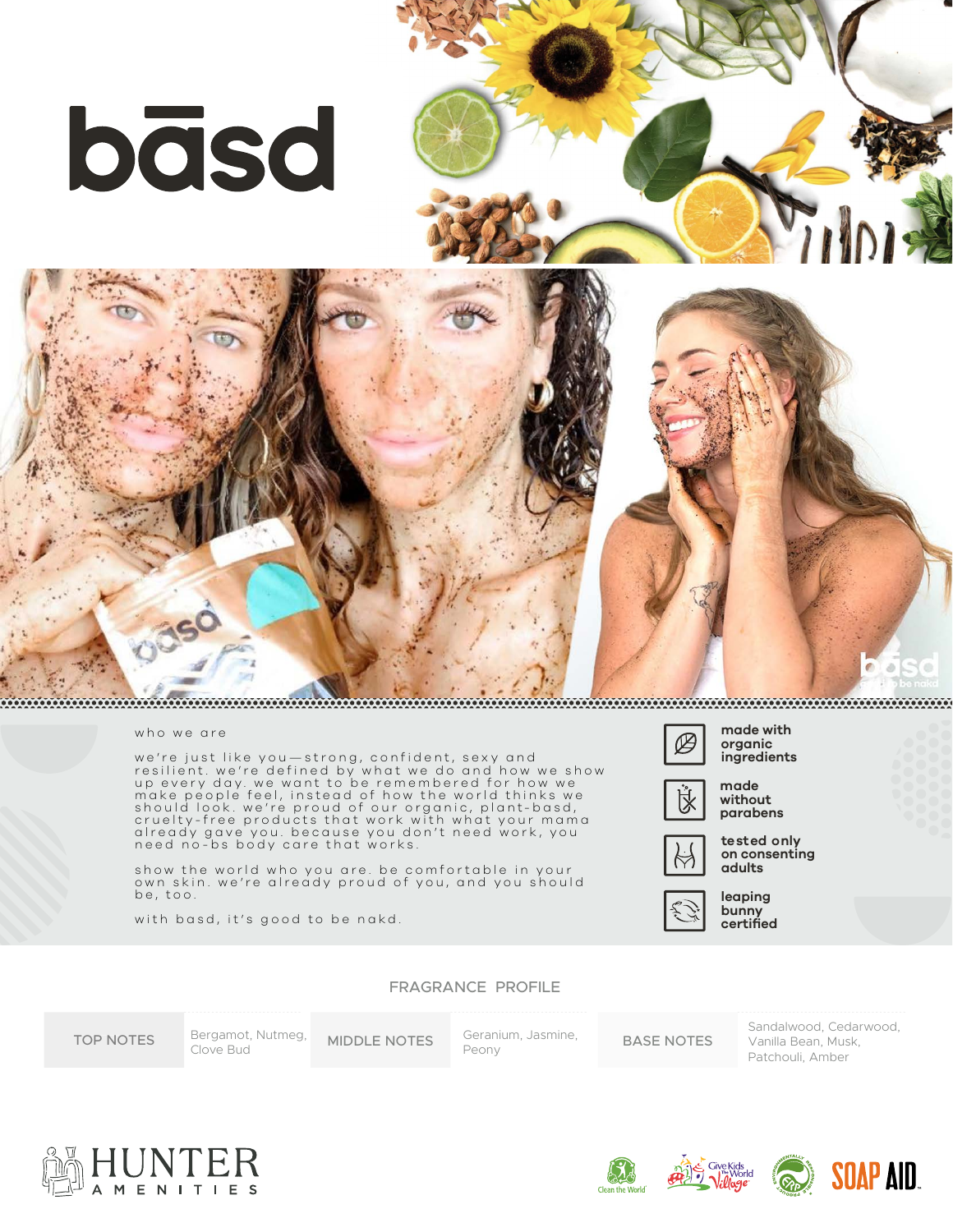# bāsd

who we are

we're just like you—strong, confident, sexy and resilient. we're defined by what we do and how we show up every day. we want to be remembered for how we make people feel, instead of how the world thinks we should look. we're proud of our organic, plant-basd, cruelty-free products that work with what your mama already gave you. because you don't need work, you need no-bs body care that works.

show the world who you are. be comfortable in your own skin. we're already proud of you, and you should be, too.

with basd, it's good to be nakd.

- made with organic ingredients
- made without parabens
- tested only on consenting adults
- leaping bunny certified

## FRAGRANCE PROFILE

| TOP NOTES | Bergamot, Nutmeg, Clove Bud | MIDDLE NOTES | Geranium, Jasmine, Peony | BASE NOTES | Sandalwood, Cedarwood, Vanilla Bean, Musk, Patchouli, Amber |
|---|---|---|---|---|---|

HUNTER AMENITIES

Clean the World · Give Kids the World Village · Environmentally Responsible Product · SOAP AID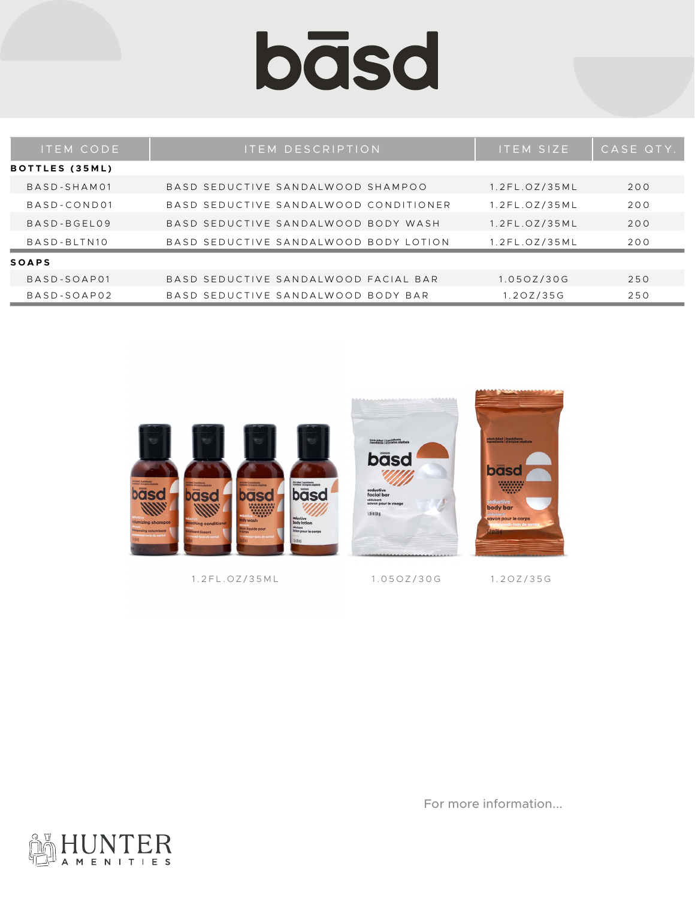# bāsd

| ITEM CODE | ITEM DESCRIPTION | ITEM SIZE | CASE QTY. |
|---|---|---|---|
| **BOTTLES (35ML)** | | | |
| BASD-SHAM01 | BASD SEDUCTIVE SANDALWOOD SHAMPOO | 1.2FL.OZ/35ML | 200 |
| BASD-COND01 | BASD SEDUCTIVE SANDALWOOD CONDITIONER | 1.2FL.OZ/35ML | 200 |
| BASD-BGEL09 | BASD SEDUCTIVE SANDALWOOD BODY WASH | 1.2FL.OZ/35ML | 200 |
| BASD-BLTN10 | BASD SEDUCTIVE SANDALWOOD BODY LOTION | 1.2FL.OZ/35ML | 200 |
| **SOAPS** | | | |
| BASD-SOAP01 | BASD SEDUCTIVE SANDALWOOD FACIAL BAR | 1.05OZ/30G | 250 |
| BASD-SOAP02 | BASD SEDUCTIVE SANDALWOOD BODY BAR | 1.2OZ/35G | 250 |

1.2FL.OZ/35ML

1.05OZ/30G

1.2OZ/35G

For more information...

HUNTER AMENITIES